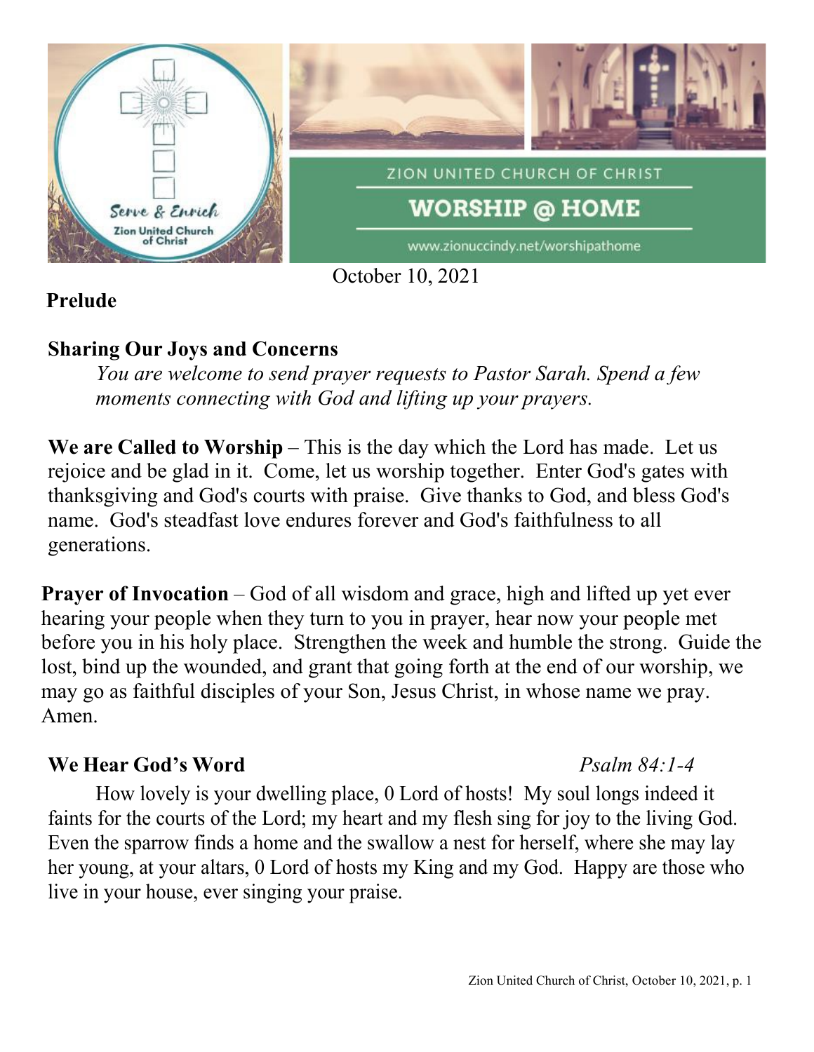ZION UNITED CHURCH OF CHRIST

# WORSHIP @ HOME

www.zionuccindy.net/worshipathome

Serve & Enrich
Zion United Church of Christ

October 10, 2021

**Prelude**

**Sharing Our Joys and Concerns**

*You are welcome to send prayer requests to Pastor Sarah. Spend a few moments connecting with God and lifting up your prayers.*

**We are Called to Worship** – This is the day which the Lord has made. Let us rejoice and be glad in it. Come, let us worship together. Enter God's gates with thanksgiving and God's courts with praise. Give thanks to God, and bless God's name. God's steadfast love endures forever and God's faithfulness to all generations.

**Prayer of Invocation** – God of all wisdom and grace, high and lifted up yet ever hearing your people when they turn to you in prayer, hear now your people met before you in his holy place. Strengthen the week and humble the strong. Guide the lost, bind up the wounded, and grant that going forth at the end of our worship, we may go as faithful disciples of your Son, Jesus Christ, in whose name we pray. Amen.

**We Hear God's Word** *Psalm 84:1-4*

How lovely is your dwelling place, 0 Lord of hosts! My soul longs indeed it faints for the courts of the Lord; my heart and my flesh sing for joy to the living God. Even the sparrow finds a home and the swallow a nest for herself, where she may lay her young, at your altars, 0 Lord of hosts my King and my God. Happy are those who live in your house, ever singing your praise.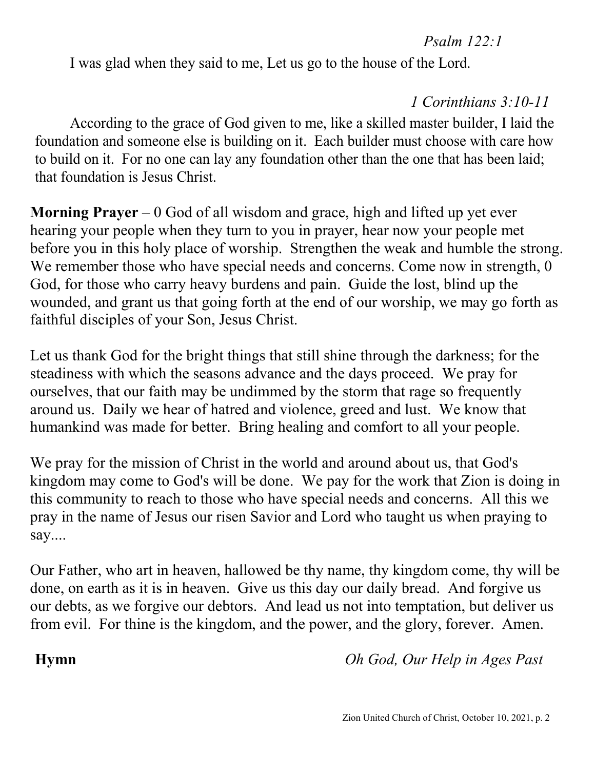*Psalm 122:1*

I was glad when they said to me, Let us go to the house of the Lord.

*1 Corinthians 3:10-11*

According to the grace of God given to me, like a skilled master builder, I laid the foundation and someone else is building on it. Each builder must choose with care how to build on it. For no one can lay any foundation other than the one that has been laid; that foundation is Jesus Christ.

**Morning Prayer** – 0 God of all wisdom and grace, high and lifted up yet ever hearing your people when they turn to you in prayer, hear now your people met before you in this holy place of worship. Strengthen the weak and humble the strong. We remember those who have special needs and concerns. Come now in strength, 0 God, for those who carry heavy burdens and pain. Guide the lost, blind up the wounded, and grant us that going forth at the end of our worship, we may go forth as faithful disciples of your Son, Jesus Christ.

Let us thank God for the bright things that still shine through the darkness; for the steadiness with which the seasons advance and the days proceed. We pray for ourselves, that our faith may be undimmed by the storm that rage so frequently around us. Daily we hear of hatred and violence, greed and lust. We know that humankind was made for better. Bring healing and comfort to all your people.

We pray for the mission of Christ in the world and around about us, that God's kingdom may come to God's will be done. We pay for the work that Zion is doing in this community to reach to those who have special needs and concerns. All this we pray in the name of Jesus our risen Savior and Lord who taught us when praying to say....

Our Father, who art in heaven, hallowed be thy name, thy kingdom come, thy will be done, on earth as it is in heaven. Give us this day our daily bread. And forgive us our debts, as we forgive our debtors. And lead us not into temptation, but deliver us from evil. For thine is the kingdom, and the power, and the glory, forever. Amen.

**Hymn** *Oh God, Our Help in Ages Past*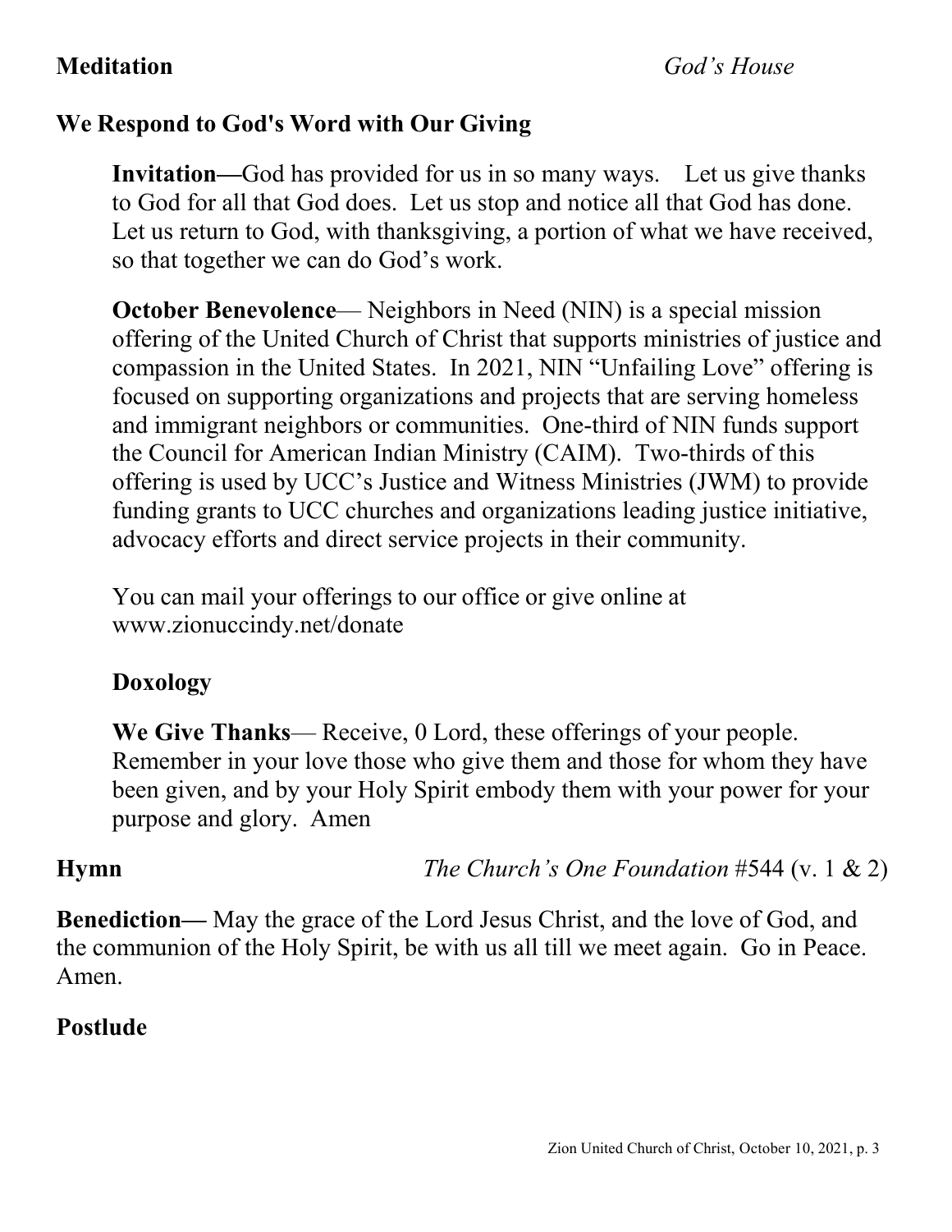**Meditation** *God's House*

**We Respond to God's Word with Our Giving**

**Invitation—**God has provided for us in so many ways. Let us give thanks to God for all that God does. Let us stop and notice all that God has done. Let us return to God, with thanksgiving, a portion of what we have received, so that together we can do God's work.

**October Benevolence**— Neighbors in Need (NIN) is a special mission offering of the United Church of Christ that supports ministries of justice and compassion in the United States. In 2021, NIN "Unfailing Love" offering is focused on supporting organizations and projects that are serving homeless and immigrant neighbors or communities. One-third of NIN funds support the Council for American Indian Ministry (CAIM). Two-thirds of this offering is used by UCC's Justice and Witness Ministries (JWM) to provide funding grants to UCC churches and organizations leading justice initiative, advocacy efforts and direct service projects in their community.

You can mail your offerings to our office or give online at www.zionuccindy.net/donate

**Doxology**

**We Give Thanks**— Receive, 0 Lord, these offerings of your people. Remember in your love those who give them and those for whom they have been given, and by your Holy Spirit embody them with your power for your purpose and glory. Amen

**Hymn** *The Church's One Foundation* #544 (v. 1 & 2)

**Benediction—** May the grace of the Lord Jesus Christ, and the love of God, and the communion of the Holy Spirit, be with us all till we meet again. Go in Peace. Amen.

**Postlude**